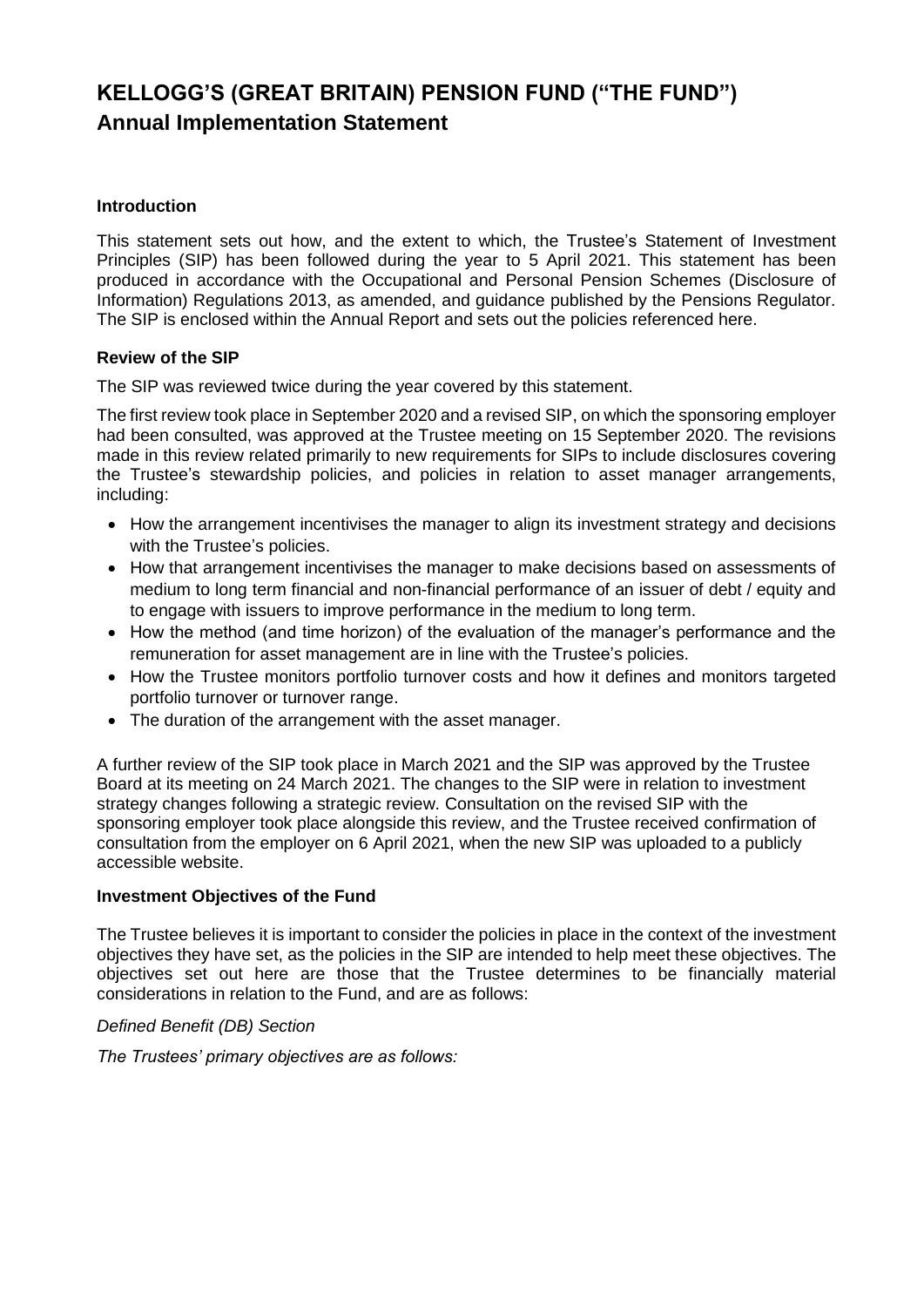# KELLOGG'S (GREAT BRITAIN) PENSION FUND ("THE FUND")

## Annual Implementation Statement

### Introduction

This statement sets out how, and the extent to which, the Trustee's Statement of Investment Principles (SIP) has been followed during the year to 5 April 2021. This statement has been produced in accordance with the Occupational and Personal Pension Schemes (Disclosure of Information) Regulations 2013, as amended, and guidance published by the Pensions Regulator. The SIP is enclosed within the Annual Report and sets out the policies referenced here.

### Review of the SIP

The SIP was reviewed twice during the year covered by this statement.

The first review took place in September 2020 and a revised SIP, on which the sponsoring employer had been consulted, was approved at the Trustee meeting on 15 September 2020. The revisions made in this review related primarily to new requirements for SIPs to include disclosures covering the Trustee's stewardship policies, and policies in relation to asset manager arrangements, including:

- How the arrangement incentivises the manager to align its investment strategy and decisions with the Trustee's policies.
- How that arrangement incentivises the manager to make decisions based on assessments of medium to long term financial and non-financial performance of an issuer of debt / equity and to engage with issuers to improve performance in the medium to long term.
- How the method (and time horizon) of the evaluation of the manager's performance and the remuneration for asset management are in line with the Trustee's policies.
- How the Trustee monitors portfolio turnover costs and how it defines and monitors targeted portfolio turnover or turnover range.
- The duration of the arrangement with the asset manager.

A further review of the SIP took place in March 2021 and the SIP was approved by the Trustee Board at its meeting on 24 March 2021. The changes to the SIP were in relation to investment strategy changes following a strategic review. Consultation on the revised SIP with the sponsoring employer took place alongside this review, and the Trustee received confirmation of consultation from the employer on 6 April 2021, when the new SIP was uploaded to a publicly accessible website.

### Investment Objectives of the Fund

The Trustee believes it is important to consider the policies in place in the context of the investment objectives they have set, as the policies in the SIP are intended to help meet these objectives. The objectives set out here are those that the Trustee determines to be financially material considerations in relation to the Fund, and are as follows:

*Defined Benefit (DB) Section*

*The Trustees' primary objectives are as follows:*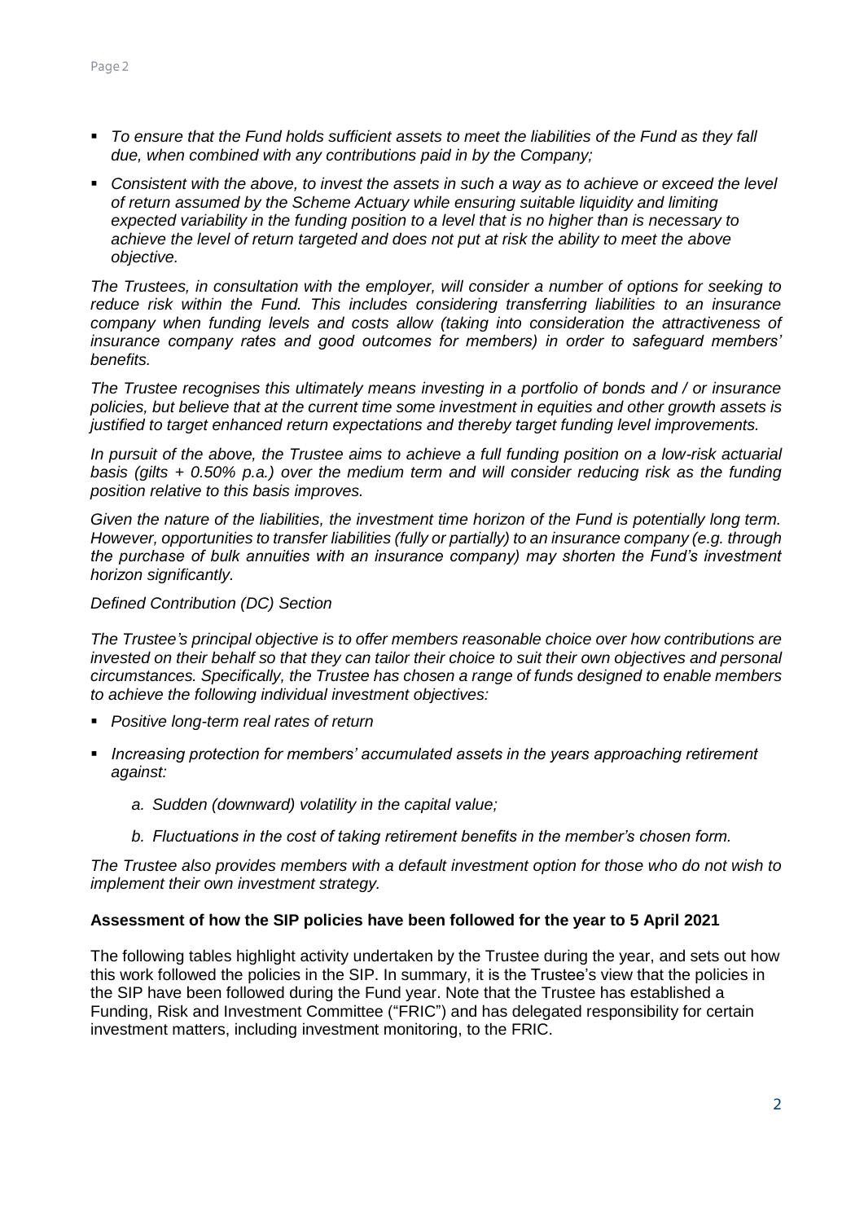- *To ensure that the Fund holds sufficient assets to meet the liabilities of the Fund as they fall due, when combined with any contributions paid in by the Company;*
- *Consistent with the above, to invest the assets in such a way as to achieve or exceed the level of return assumed by the Scheme Actuary while ensuring suitable liquidity and limiting expected variability in the funding position to a level that is no higher than is necessary to achieve the level of return targeted and does not put at risk the ability to meet the above objective.*

*The Trustees, in consultation with the employer, will consider a number of options for seeking to reduce risk within the Fund. This includes considering transferring liabilities to an insurance company when funding levels and costs allow (taking into consideration the attractiveness of insurance company rates and good outcomes for members) in order to safeguard members' benefits.*

*The Trustee recognises this ultimately means investing in a portfolio of bonds and / or insurance policies, but believe that at the current time some investment in equities and other growth assets is justified to target enhanced return expectations and thereby target funding level improvements.*

*In pursuit of the above, the Trustee aims to achieve a full funding position on a low-risk actuarial basis (gilts + 0.50% p.a.) over the medium term and will consider reducing risk as the funding position relative to this basis improves.*

*Given the nature of the liabilities, the investment time horizon of the Fund is potentially long term. However, opportunities to transfer liabilities (fully or partially) to an insurance company (e.g. through the purchase of bulk annuities with an insurance company) may shorten the Fund's investment horizon significantly.*

*Defined Contribution (DC) Section*

*The Trustee's principal objective is to offer members reasonable choice over how contributions are invested on their behalf so that they can tailor their choice to suit their own objectives and personal circumstances. Specifically, the Trustee has chosen a range of funds designed to enable members to achieve the following individual investment objectives:*

- *Positive long-term real rates of return*
- *Increasing protection for members' accumulated assets in the years approaching retirement against:*
    - *a. Sudden (downward) volatility in the capital value;*
    - *b. Fluctuations in the cost of taking retirement benefits in the member's chosen form.*

*The Trustee also provides members with a default investment option for those who do not wish to implement their own investment strategy.*

**Assessment of how the SIP policies have been followed for the year to 5 April 2021**

The following tables highlight activity undertaken by the Trustee during the year, and sets out how this work followed the policies in the SIP. In summary, it is the Trustee's view that the policies in the SIP have been followed during the Fund year. Note that the Trustee has established a Funding, Risk and Investment Committee ("FRIC") and has delegated responsibility for certain investment matters, including investment monitoring, to the FRIC.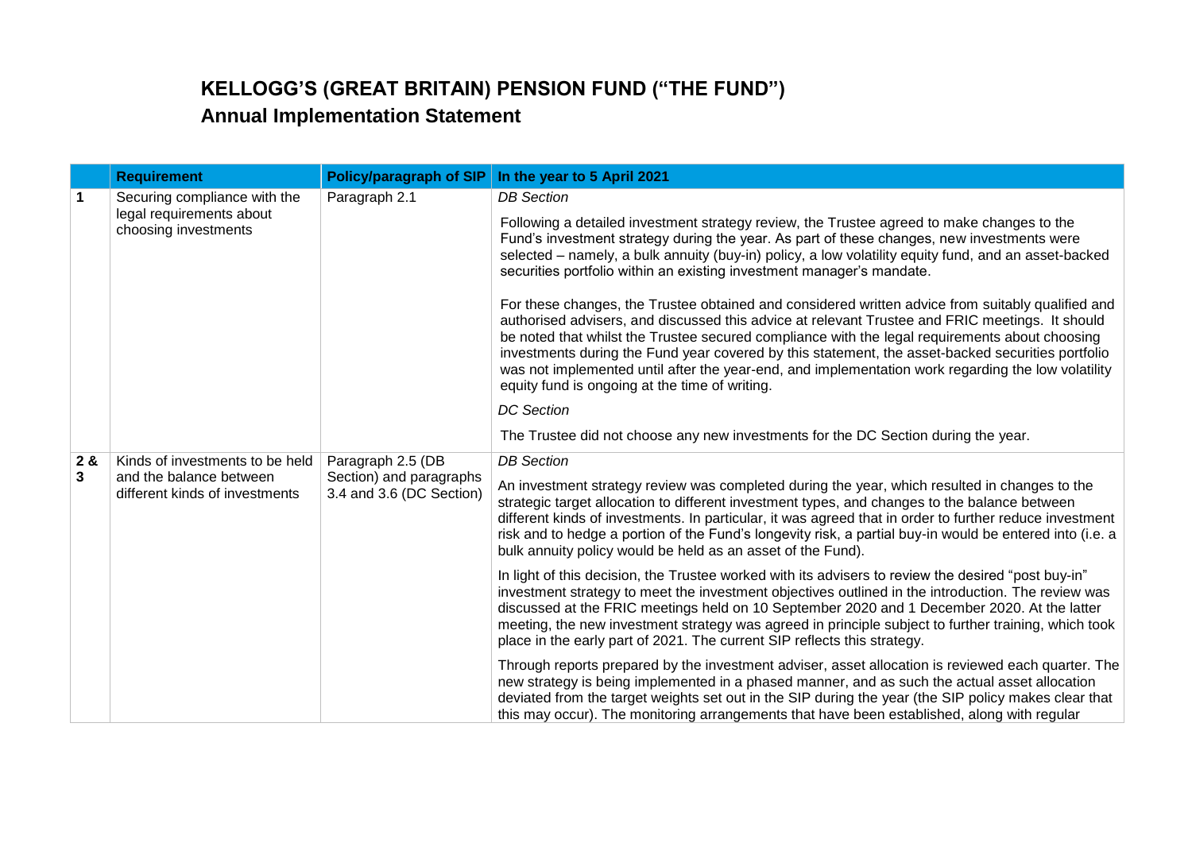# KELLOGG'S (GREAT BRITAIN) PENSION FUND ("THE FUND")

## Annual Implementation Statement

| | Requirement | Policy/paragraph of SIP | In the year to 5 April 2021 |
|---|---|---|---|
| 1 | Securing compliance with the legal requirements about choosing investments | Paragraph 2.1 | *DB Section*<br><br>Following a detailed investment strategy review, the Trustee agreed to make changes to the Fund's investment strategy during the year. As part of these changes, new investments were selected – namely, a bulk annuity (buy-in) policy, a low volatility equity fund, and an asset-backed securities portfolio within an existing investment manager's mandate.<br><br>For these changes, the Trustee obtained and considered written advice from suitably qualified and authorised advisers, and discussed this advice at relevant Trustee and FRIC meetings. It should be noted that whilst the Trustee secured compliance with the legal requirements about choosing investments during the Fund year covered by this statement, the asset-backed securities portfolio was not implemented until after the year-end, and implementation work regarding the low volatility equity fund is ongoing at the time of writing.<br><br>*DC Section*<br><br>The Trustee did not choose any new investments for the DC Section during the year. |
| 2 & 3 | Kinds of investments to be held and the balance between different kinds of investments | Paragraph 2.5 (DB Section) and paragraphs 3.4 and 3.6 (DC Section) | *DB Section*<br><br>An investment strategy review was completed during the year, which resulted in changes to the strategic target allocation to different investment types, and changes to the balance between different kinds of investments. In particular, it was agreed that in order to further reduce investment risk and to hedge a portion of the Fund's longevity risk, a partial buy-in would be entered into (i.e. a bulk annuity policy would be held as an asset of the Fund).<br><br>In light of this decision, the Trustee worked with its advisers to review the desired "post buy-in" investment strategy to meet the investment objectives outlined in the introduction. The review was discussed at the FRIC meetings held on 10 September 2020 and 1 December 2020. At the latter meeting, the new investment strategy was agreed in principle subject to further training, which took place in the early part of 2021. The current SIP reflects this strategy.<br><br>Through reports prepared by the investment adviser, asset allocation is reviewed each quarter. The new strategy is being implemented in a phased manner, and as such the actual asset allocation deviated from the target weights set out in the SIP during the year (the SIP policy makes clear that this may occur). The monitoring arrangements that have been established, along with regular |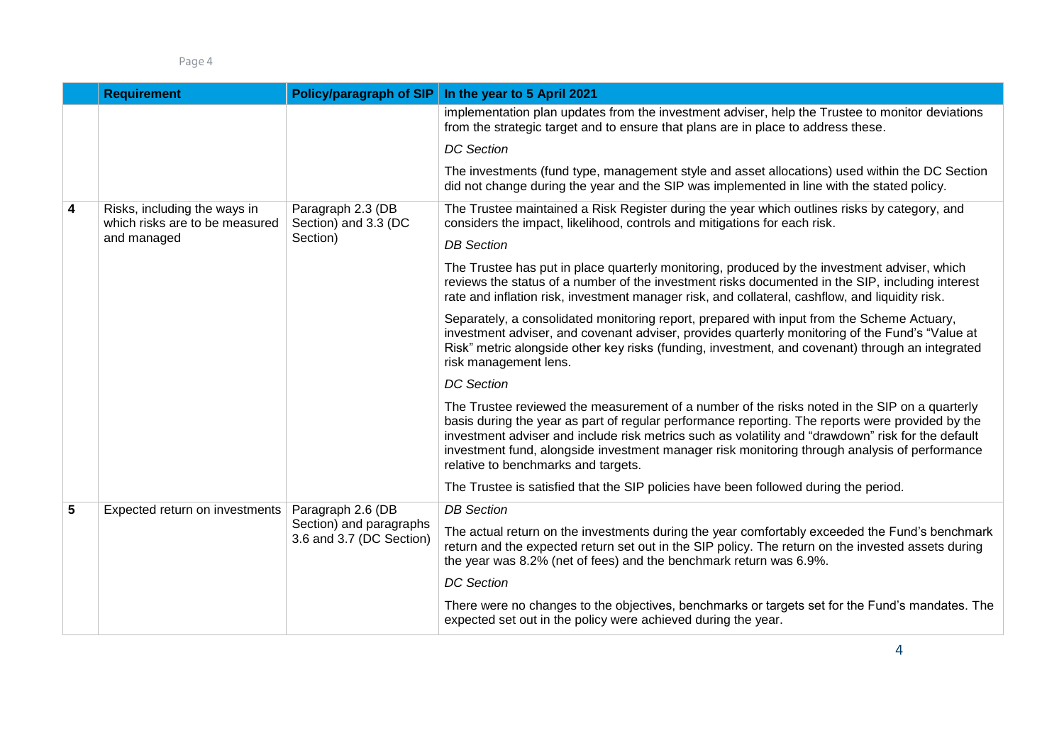| | Requirement | Policy/paragraph of SIP | In the year to 5 April 2021 |
|---|---|---|---|
| | | | implementation plan updates from the investment adviser, help the Trustee to monitor deviations from the strategic target and to ensure that plans are in place to address these.<br><br>*DC Section*<br><br>The investments (fund type, management style and asset allocations) used within the DC Section did not change during the year and the SIP was implemented in line with the stated policy. |
| **4** | Risks, including the ways in which risks are to be measured and managed | Paragraph 2.3 (DB Section) and 3.3 (DC Section) | The Trustee maintained a Risk Register during the year which outlines risks by category, and considers the impact, likelihood, controls and mitigations for each risk.<br><br>*DB Section*<br><br>The Trustee has put in place quarterly monitoring, produced by the investment adviser, which reviews the status of a number of the investment risks documented in the SIP, including interest rate and inflation risk, investment manager risk, and collateral, cashflow, and liquidity risk.<br><br>Separately, a consolidated monitoring report, prepared with input from the Scheme Actuary, investment adviser, and covenant adviser, provides quarterly monitoring of the Fund's "Value at Risk" metric alongside other key risks (funding, investment, and covenant) through an integrated risk management lens.<br><br>*DC Section*<br><br>The Trustee reviewed the measurement of a number of the risks noted in the SIP on a quarterly basis during the year as part of regular performance reporting. The reports were provided by the investment adviser and include risk metrics such as volatility and "drawdown" risk for the default investment fund, alongside investment manager risk monitoring through analysis of performance relative to benchmarks and targets.<br><br>The Trustee is satisfied that the SIP policies have been followed during the period. |
| **5** | Expected return on investments | Paragraph 2.6 (DB Section) and paragraphs 3.6 and 3.7 (DC Section) | *DB Section*<br><br>The actual return on the investments during the year comfortably exceeded the Fund's benchmark return and the expected return set out in the SIP policy. The return on the invested assets during the year was 8.2% (net of fees) and the benchmark return was 6.9%.<br><br>*DC Section*<br><br>There were no changes to the objectives, benchmarks or targets set for the Fund's mandates. The expected set out in the policy were achieved during the year. |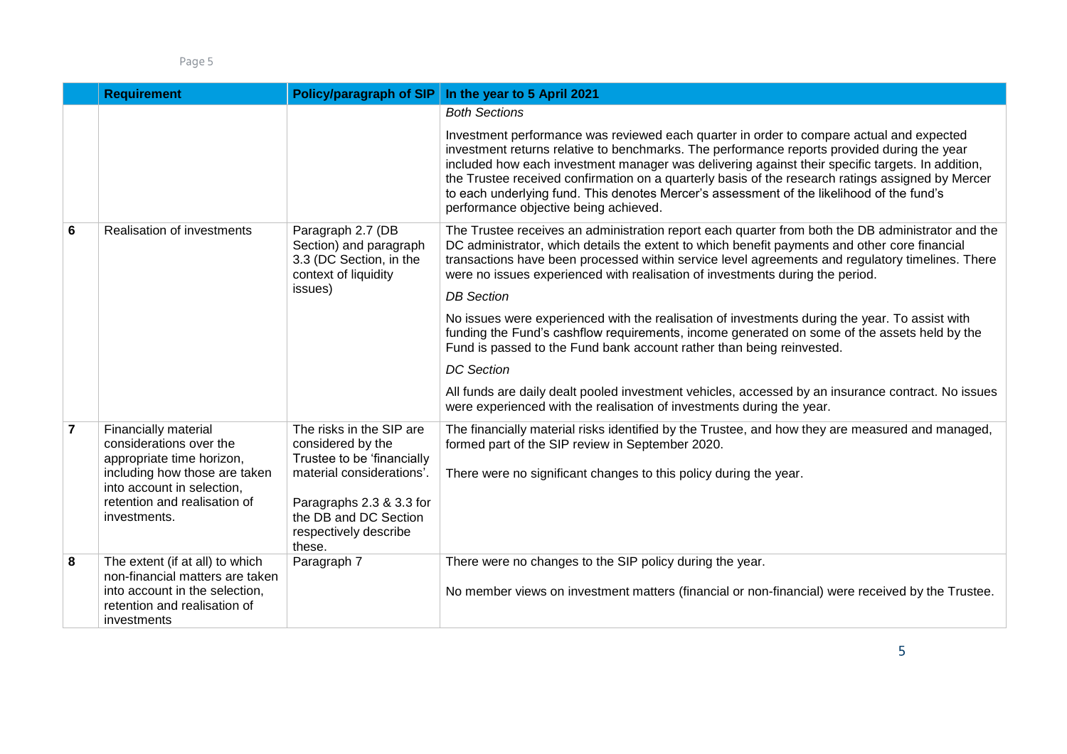| | Requirement | Policy/paragraph of SIP | In the year to 5 April 2021 |
|---|---|---|---|
| | | | *Both Sections*<br><br>Investment performance was reviewed each quarter in order to compare actual and expected investment returns relative to benchmarks. The performance reports provided during the year included how each investment manager was delivering against their specific targets. In addition, the Trustee received confirmation on a quarterly basis of the research ratings assigned by Mercer to each underlying fund. This denotes Mercer's assessment of the likelihood of the fund's performance objective being achieved. |
| **6** | Realisation of investments | Paragraph 2.7 (DB Section) and paragraph 3.3 (DC Section, in the context of liquidity issues) | The Trustee receives an administration report each quarter from both the DB administrator and the DC administrator, which details the extent to which benefit payments and other core financial transactions have been processed within service level agreements and regulatory timelines. There were no issues experienced with realisation of investments during the period.<br><br>*DB Section*<br><br>No issues were experienced with the realisation of investments during the year. To assist with funding the Fund's cashflow requirements, income generated on some of the assets held by the Fund is passed to the Fund bank account rather than being reinvested.<br><br>*DC Section*<br><br>All funds are daily dealt pooled investment vehicles, accessed by an insurance contract. No issues were experienced with the realisation of investments during the year. |
| **7** | Financially material considerations over the appropriate time horizon, including how those are taken into account in selection, retention and realisation of investments. | The risks in the SIP are considered by the Trustee to be 'financially material considerations'.<br><br>Paragraphs 2.3 & 3.3 for the DB and DC Section respectively describe these. | The financially material risks identified by the Trustee, and how they are measured and managed, formed part of the SIP review in September 2020.<br><br>There were no significant changes to this policy during the year. |
| **8** | The extent (if at all) to which non-financial matters are taken into account in the selection, retention and realisation of investments | Paragraph 7 | There were no changes to the SIP policy during the year.<br><br>No member views on investment matters (financial or non-financial) were received by the Trustee. |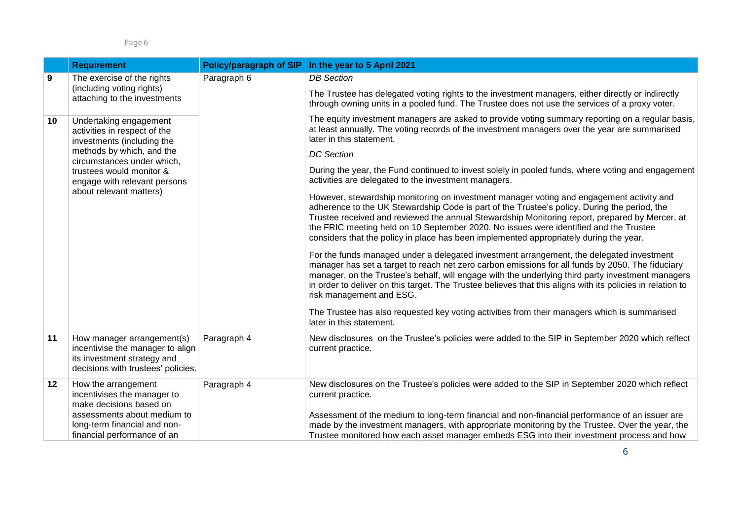| | Requirement | Policy/paragraph of SIP | In the year to 5 April 2021 |
|---|---|---|---|
| 9 | The exercise of the rights (including voting rights) attaching to the investments | Paragraph 6 | *DB Section*<br><br>The Trustee has delegated voting rights to the investment managers, either directly or indirectly through owning units in a pooled fund. The Trustee does not use the services of a proxy voter.<br><br>The equity investment managers are asked to provide voting summary reporting on a regular basis, at least annually. The voting records of the investment managers over the year are summarised later in this statement.<br><br>*DC Section*<br><br>During the year, the Fund continued to invest solely in pooled funds, where voting and engagement activities are delegated to the investment managers.<br><br>However, stewardship monitoring on investment manager voting and engagement activity and adherence to the UK Stewardship Code is part of the Trustee's policy. During the period, the Trustee received and reviewed the annual Stewardship Monitoring report, prepared by Mercer, at the FRIC meeting held on 10 September 2020. No issues were identified and the Trustee considers that the policy in place has been implemented appropriately during the year.<br><br>For the funds managed under a delegated investment arrangement, the delegated investment manager has set a target to reach net zero carbon emissions for all funds by 2050. The fiduciary manager, on the Trustee's behalf, will engage with the underlying third party investment managers in order to deliver on this target. The Trustee believes that this aligns with its policies in relation to risk management and ESG.<br><br>The Trustee has also requested key voting activities from their managers which is summarised later in this statement. |
| 10 | Undertaking engagement activities in respect of the investments (including the methods by which, and the circumstances under which, trustees would monitor & engage with relevant persons about relevant matters) | | |
| 11 | How manager arrangement(s) incentivise the manager to align its investment strategy and decisions with trustees' policies. | Paragraph 4 | New disclosures on the Trustee's policies were added to the SIP in September 2020 which reflect current practice. |
| 12 | How the arrangement incentivises the manager to make decisions based on assessments about medium to long-term financial and non-financial performance of an | Paragraph 4 | New disclosures on the Trustee's policies were added to the SIP in September 2020 which reflect current practice.<br><br>Assessment of the medium to long-term financial and non-financial performance of an issuer are made by the investment managers, with appropriate monitoring by the Trustee. Over the year, the Trustee monitored how each asset manager embeds ESG into their investment process and how |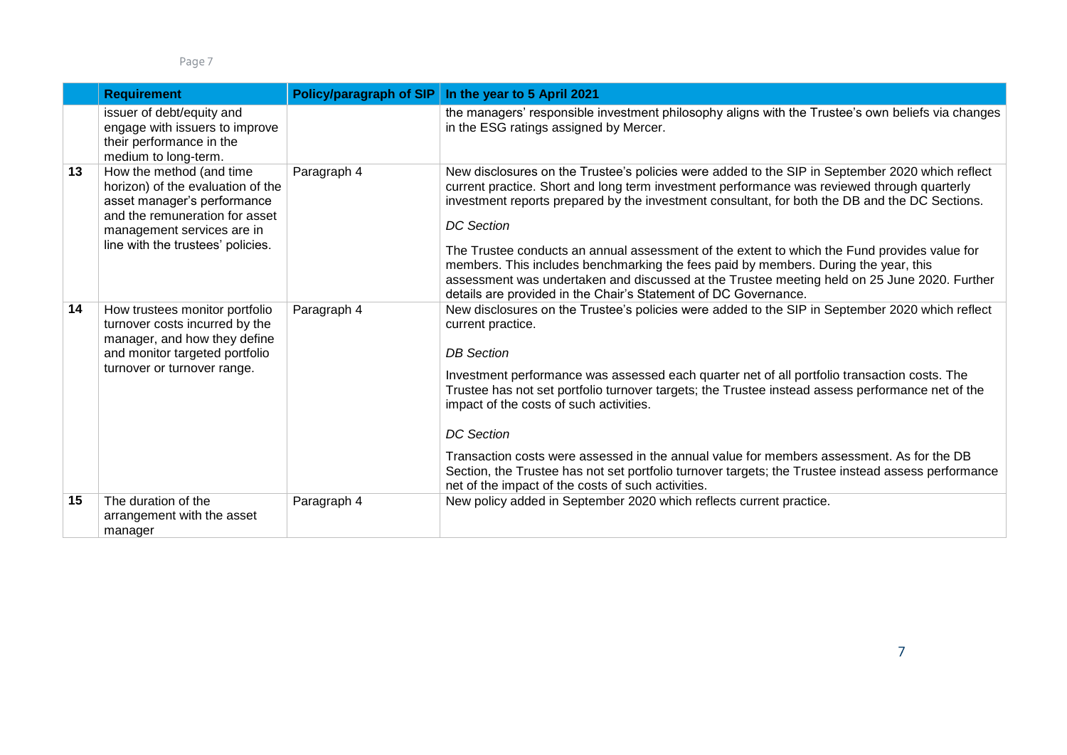| | Requirement | Policy/paragraph of SIP | In the year to 5 April 2021 |
|---|---|---|---|
| | issuer of debt/equity and engage with issuers to improve their performance in the medium to long-term. | | the managers' responsible investment philosophy aligns with the Trustee's own beliefs via changes in the ESG ratings assigned by Mercer. |
| **13** | How the method (and time horizon) of the evaluation of the asset manager's performance and the remuneration for asset management services are in line with the trustees' policies. | Paragraph 4 | New disclosures on the Trustee's policies were added to the SIP in September 2020 which reflect current practice. Short and long term investment performance was reviewed through quarterly investment reports prepared by the investment consultant, for both the DB and the DC Sections.<br><br>*DC Section*<br><br>The Trustee conducts an annual assessment of the extent to which the Fund provides value for members. This includes benchmarking the fees paid by members. During the year, this assessment was undertaken and discussed at the Trustee meeting held on 25 June 2020. Further details are provided in the Chair's Statement of DC Governance. |
| **14** | How trustees monitor portfolio turnover costs incurred by the manager, and how they define and monitor targeted portfolio turnover or turnover range. | Paragraph 4 | New disclosures on the Trustee's policies were added to the SIP in September 2020 which reflect current practice.<br><br>*DB Section*<br><br>Investment performance was assessed each quarter net of all portfolio transaction costs. The Trustee has not set portfolio turnover targets; the Trustee instead assess performance net of the impact of the costs of such activities.<br><br>*DC Section*<br><br>Transaction costs were assessed in the annual value for members assessment. As for the DB Section, the Trustee has not set portfolio turnover targets; the Trustee instead assess performance net of the impact of the costs of such activities. |
| **15** | The duration of the arrangement with the asset manager | Paragraph 4 | New policy added in September 2020 which reflects current practice. |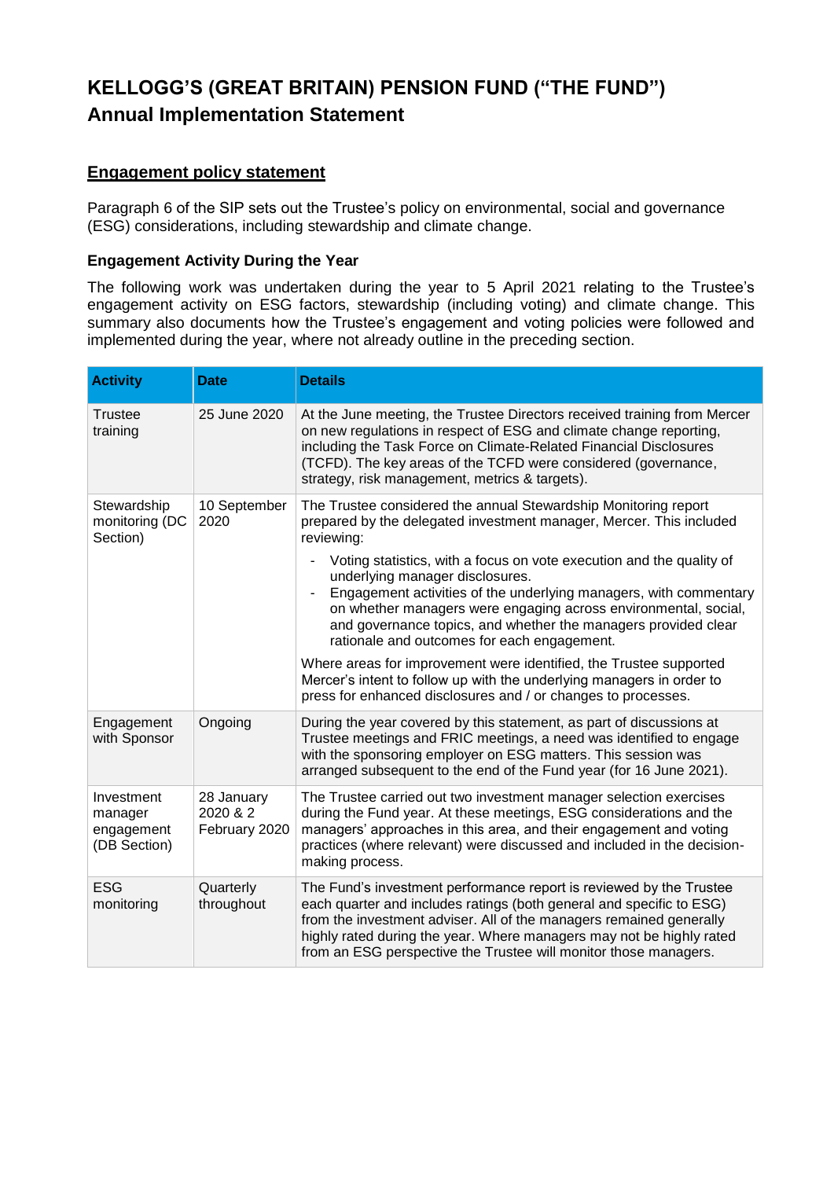# KELLOGG'S (GREAT BRITAIN) PENSION FUND ("THE FUND")
## Annual Implementation Statement

### Engagement policy statement

Paragraph 6 of the SIP sets out the Trustee's policy on environmental, social and governance (ESG) considerations, including stewardship and climate change.

#### Engagement Activity During the Year

The following work was undertaken during the year to 5 April 2021 relating to the Trustee's engagement activity on ESG factors, stewardship (including voting) and climate change. This summary also documents how the Trustee's engagement and voting policies were followed and implemented during the year, where not already outline in the preceding section.

| Activity | Date | Details |
| --- | --- | --- |
| Trustee training | 25 June 2020 | At the June meeting, the Trustee Directors received training from Mercer on new regulations in respect of ESG and climate change reporting, including the Task Force on Climate-Related Financial Disclosures (TCFD). The key areas of the TCFD were considered (governance, strategy, risk management, metrics & targets). |
| Stewardship monitoring (DC Section) | 10 September 2020 | The Trustee considered the annual Stewardship Monitoring report prepared by the delegated investment manager, Mercer. This included reviewing:<br>- Voting statistics, with a focus on vote execution and the quality of underlying manager disclosures.<br>- Engagement activities of the underlying managers, with commentary on whether managers were engaging across environmental, social, and governance topics, and whether the managers provided clear rationale and outcomes for each engagement.<br><br>Where areas for improvement were identified, the Trustee supported Mercer's intent to follow up with the underlying managers in order to press for enhanced disclosures and / or changes to processes. |
| Engagement with Sponsor | Ongoing | During the year covered by this statement, as part of discussions at Trustee meetings and FRIC meetings, a need was identified to engage with the sponsoring employer on ESG matters. This session was arranged subsequent to the end of the Fund year (for 16 June 2021). |
| Investment manager engagement (DB Section) | 28 January 2020 & 2 February 2020 | The Trustee carried out two investment manager selection exercises during the Fund year. At these meetings, ESG considerations and the managers' approaches in this area, and their engagement and voting practices (where relevant) were discussed and included in the decision-making process. |
| ESG monitoring | Quarterly throughout | The Fund's investment performance report is reviewed by the Trustee each quarter and includes ratings (both general and specific to ESG) from the investment adviser. All of the managers remained generally highly rated during the year. Where managers may not be highly rated from an ESG perspective the Trustee will monitor those managers. |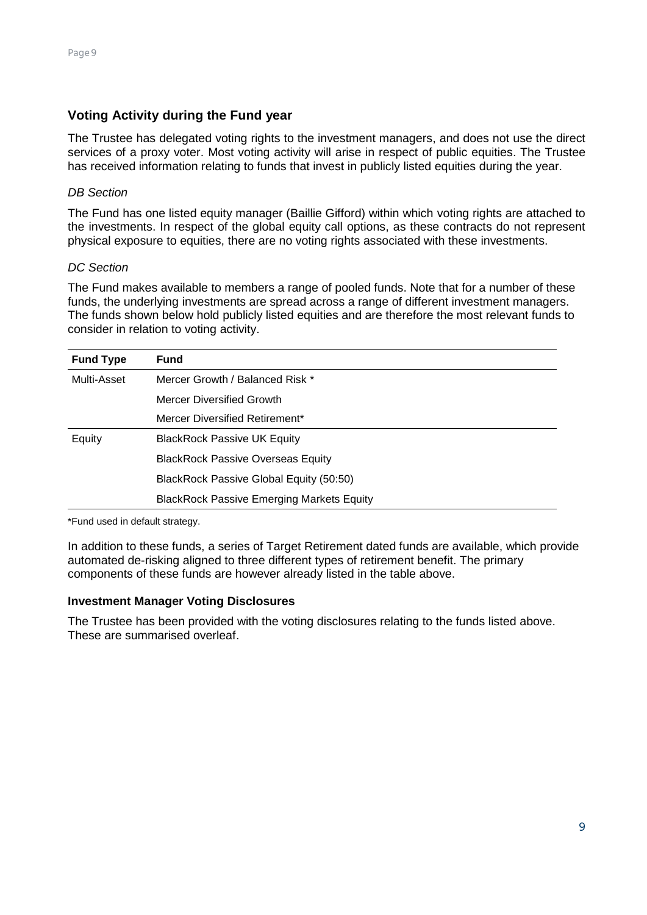## Voting Activity during the Fund year

The Trustee has delegated voting rights to the investment managers, and does not use the direct services of a proxy voter. Most voting activity will arise in respect of public equities. The Trustee has received information relating to funds that invest in publicly listed equities during the year.

*DB Section*

The Fund has one listed equity manager (Baillie Gifford) within which voting rights are attached to the investments. In respect of the global equity call options, as these contracts do not represent physical exposure to equities, there are no voting rights associated with these investments.

*DC Section*

The Fund makes available to members a range of pooled funds. Note that for a number of these funds, the underlying investments are spread across a range of different investment managers. The funds shown below hold publicly listed equities and are therefore the most relevant funds to consider in relation to voting activity.

| Fund Type | Fund |
|---|---|
| Multi-Asset | Mercer Growth / Balanced Risk * |
| | Mercer Diversified Growth |
| | Mercer Diversified Retirement* |
| Equity | BlackRock Passive UK Equity |
| | BlackRock Passive Overseas Equity |
| | BlackRock Passive Global Equity (50:50) |
| | BlackRock Passive Emerging Markets Equity |

*Fund used in default strategy.

In addition to these funds, a series of Target Retirement dated funds are available, which provide automated de-risking aligned to three different types of retirement benefit. The primary components of these funds are however already listed in the table above.

### Investment Manager Voting Disclosures

The Trustee has been provided with the voting disclosures relating to the funds listed above. These are summarised overleaf.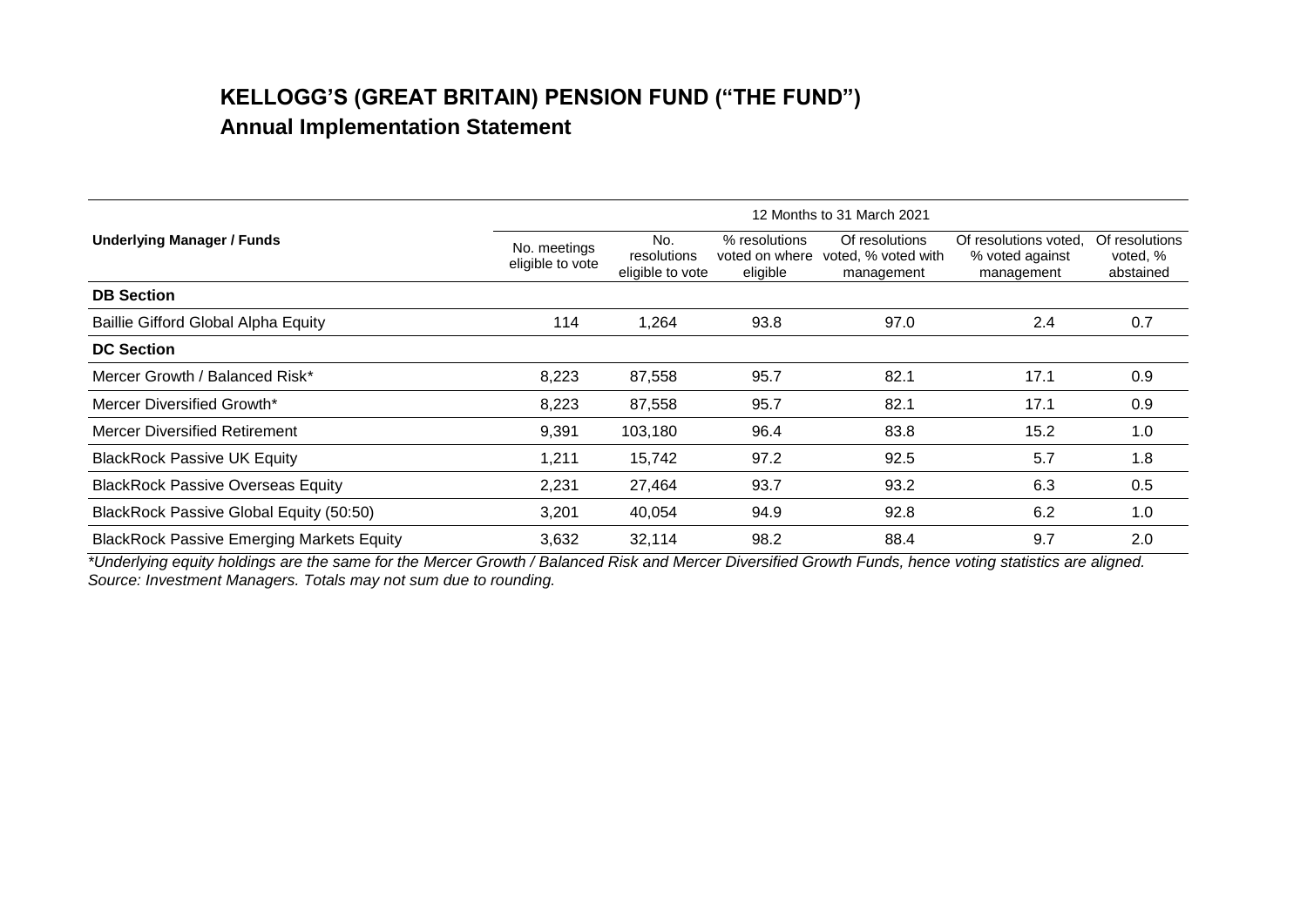## KELLOGG'S (GREAT BRITAIN) PENSION FUND ("THE FUND")

### Annual Implementation Statement

| Underlying Manager / Funds | 12 Months to 31 March 2021 | | | | | |
|---|---|---|---|---|---|---|
| | No. meetings eligible to vote | No. resolutions eligible to vote | % resolutions voted on where eligible | Of resolutions voted, % voted with management | Of resolutions voted, % voted against management | Of resolutions voted, % abstained |
| **DB Section** | | | | | | |
| Baillie Gifford Global Alpha Equity | 114 | 1,264 | 93.8 | 97.0 | 2.4 | 0.7 |
| **DC Section** | | | | | | |
| Mercer Growth / Balanced Risk* | 8,223 | 87,558 | 95.7 | 82.1 | 17.1 | 0.9 |
| Mercer Diversified Growth* | 8,223 | 87,558 | 95.7 | 82.1 | 17.1 | 0.9 |
| Mercer Diversified Retirement | 9,391 | 103,180 | 96.4 | 83.8 | 15.2 | 1.0 |
| BlackRock Passive UK Equity | 1,211 | 15,742 | 97.2 | 92.5 | 5.7 | 1.8 |
| BlackRock Passive Overseas Equity | 2,231 | 27,464 | 93.7 | 93.2 | 6.3 | 0.5 |
| BlackRock Passive Global Equity (50:50) | 3,201 | 40,054 | 94.9 | 92.8 | 6.2 | 1.0 |
| BlackRock Passive Emerging Markets Equity | 3,632 | 32,114 | 98.2 | 88.4 | 9.7 | 2.0 |

*\*Underlying equity holdings are the same for the Mercer Growth / Balanced Risk and Mercer Diversified Growth Funds, hence voting statistics are aligned.*
*Source: Investment Managers. Totals may not sum due to rounding.*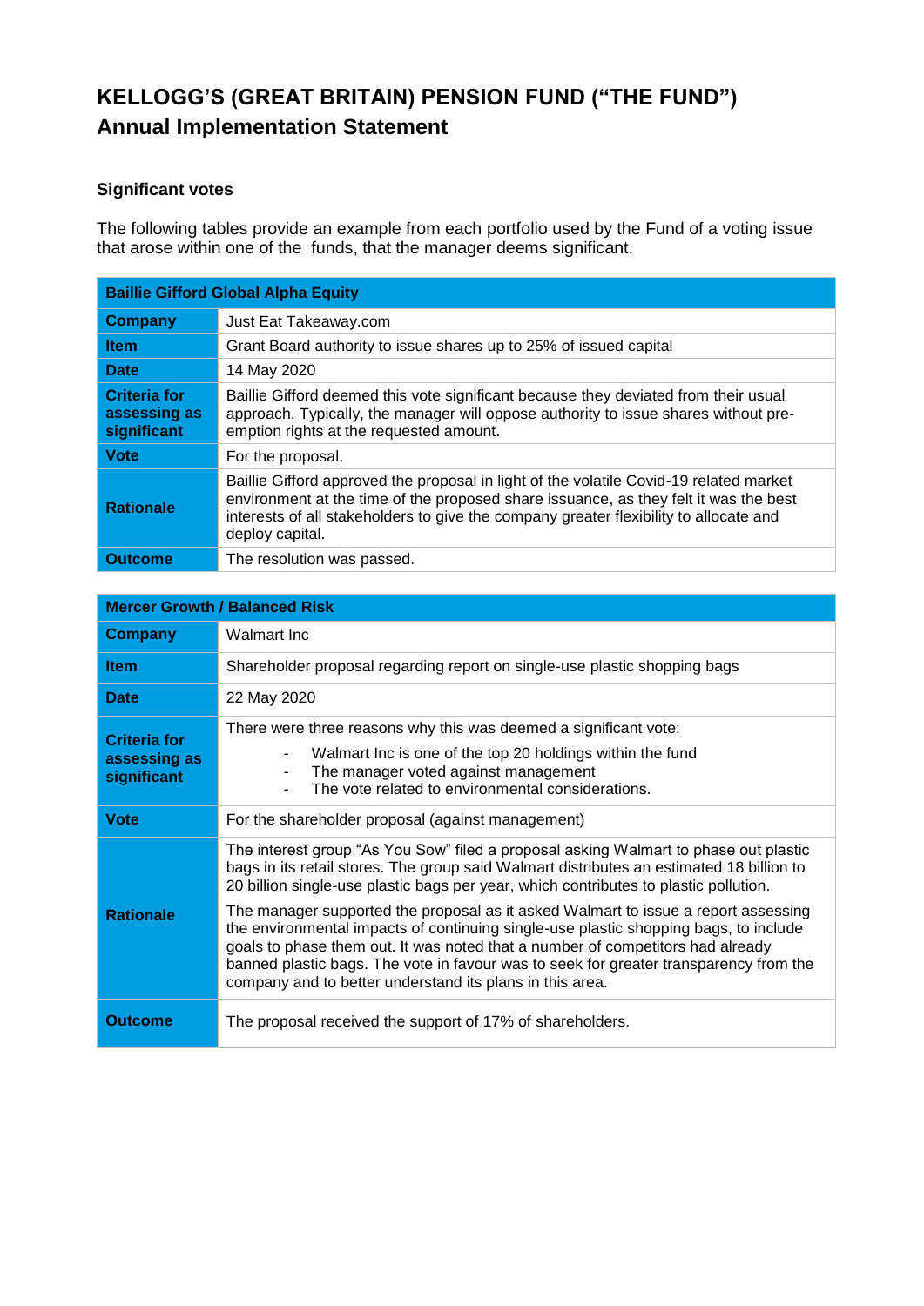# KELLOGG'S (GREAT BRITAIN) PENSION FUND ("THE FUND")
## Annual Implementation Statement

### Significant votes

The following tables provide an example from each portfolio used by the Fund of a voting issue that arose within one of the funds, that the manager deems significant.

| **Baillie Gifford Global Alpha Equity** | |
|---|---|
| **Company** | Just Eat Takeaway.com |
| **Item** | Grant Board authority to issue shares up to 25% of issued capital |
| **Date** | 14 May 2020 |
| **Criteria for assessing as significant** | Baillie Gifford deemed this vote significant because they deviated from their usual approach. Typically, the manager will oppose authority to issue shares without pre-emption rights at the requested amount. |
| **Vote** | For the proposal. |
| **Rationale** | Baillie Gifford approved the proposal in light of the volatile Covid-19 related market environment at the time of the proposed share issuance, as they felt it was the best interests of all stakeholders to give the company greater flexibility to allocate and deploy capital. |
| **Outcome** | The resolution was passed. |

| **Mercer Growth / Balanced Risk** | |
|---|---|
| **Company** | Walmart Inc |
| **Item** | Shareholder proposal regarding report on single-use plastic shopping bags |
| **Date** | 22 May 2020 |
| **Criteria for assessing as significant** | There were three reasons why this was deemed a significant vote:<br>- Walmart Inc is one of the top 20 holdings within the fund<br>- The manager voted against management<br>- The vote related to environmental considerations. |
| **Vote** | For the shareholder proposal (against management) |
| **Rationale** | The interest group "As You Sow" filed a proposal asking Walmart to phase out plastic bags in its retail stores. The group said Walmart distributes an estimated 18 billion to 20 billion single-use plastic bags per year, which contributes to plastic pollution.<br><br>The manager supported the proposal as it asked Walmart to issue a report assessing the environmental impacts of continuing single-use plastic shopping bags, to include goals to phase them out. It was noted that a number of competitors had already banned plastic bags. The vote in favour was to seek for greater transparency from the company and to better understand its plans in this area. |
| **Outcome** | The proposal received the support of 17% of shareholders. |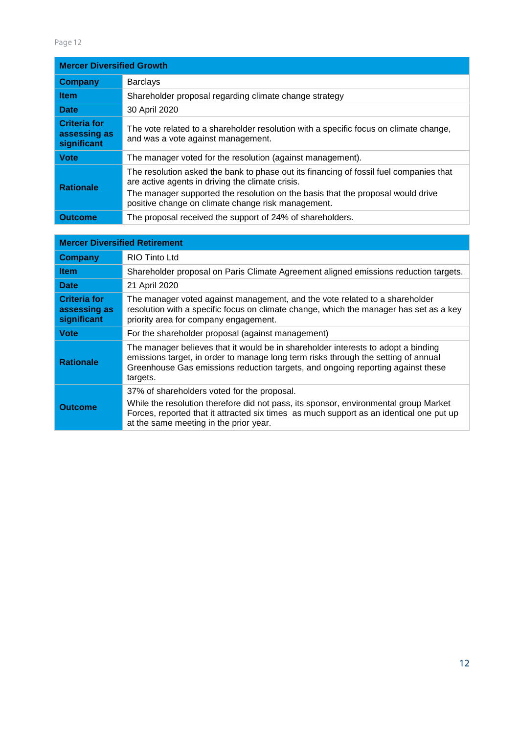| Mercer Diversified Growth | |
|---|---|
| **Company** | Barclays |
| **Item** | Shareholder proposal regarding climate change strategy |
| **Date** | 30 April 2020 |
| **Criteria for assessing as significant** | The vote related to a shareholder resolution with a specific focus on climate change, and was a vote against management. |
| **Vote** | The manager voted for the resolution (against management). |
| **Rationale** | The resolution asked the bank to phase out its financing of fossil fuel companies that are active agents in driving the climate crisis.<br>The manager supported the resolution on the basis that the proposal would drive positive change on climate change risk management. |
| **Outcome** | The proposal received the support of 24% of shareholders. |

| Mercer Diversified Retirement | |
|---|---|
| **Company** | RIO Tinto Ltd |
| **Item** | Shareholder proposal on Paris Climate Agreement aligned emissions reduction targets. |
| **Date** | 21 April 2020 |
| **Criteria for assessing as significant** | The manager voted against management, and the vote related to a shareholder resolution with a specific focus on climate change, which the manager has set as a key priority area for company engagement. |
| **Vote** | For the shareholder proposal (against management) |
| **Rationale** | The manager believes that it would be in shareholder interests to adopt a binding emissions target, in order to manage long term risks through the setting of annual Greenhouse Gas emissions reduction targets, and ongoing reporting against these targets. |
| **Outcome** | 37% of shareholders voted for the proposal.<br>While the resolution therefore did not pass, its sponsor, environmental group Market Forces, reported that it attracted six times as much support as an identical one put up at the same meeting in the prior year. |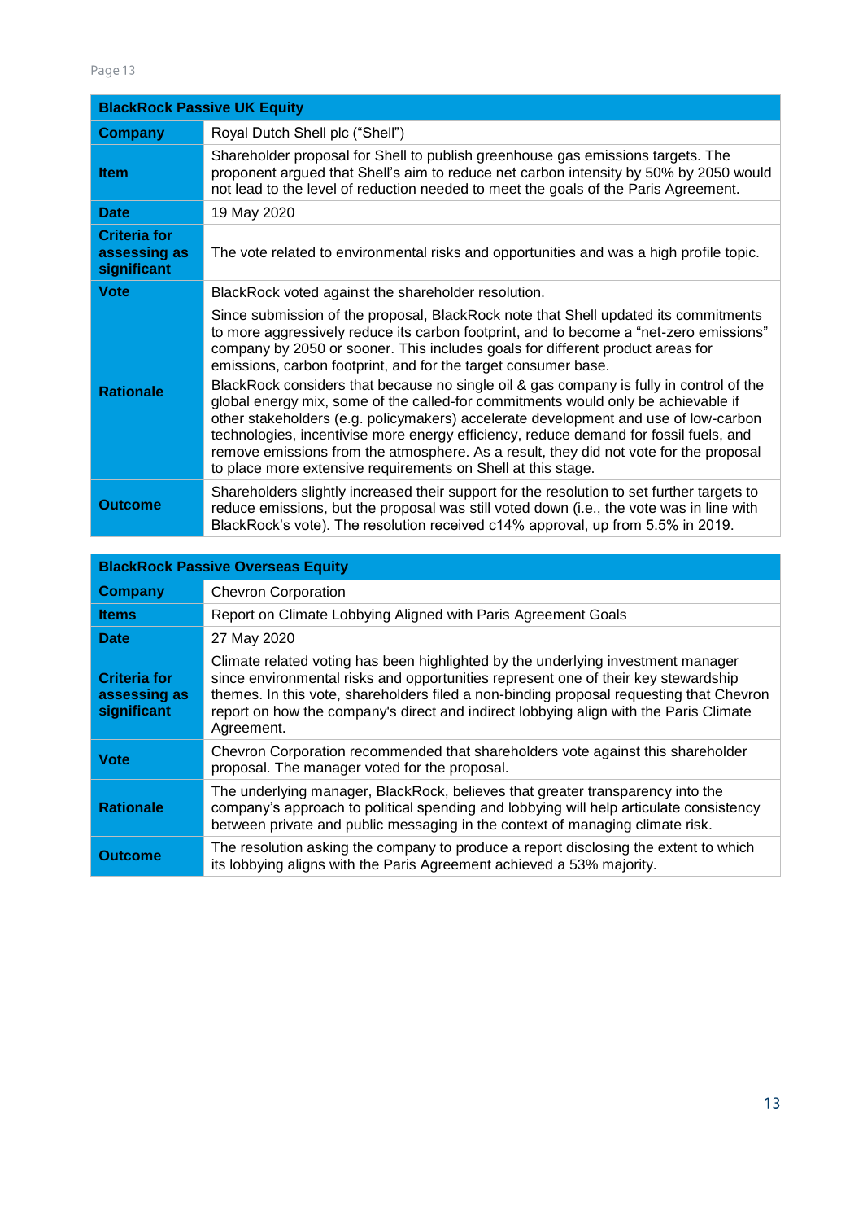| BlackRock Passive UK Equity | |
|---|---|
| **Company** | Royal Dutch Shell plc ("Shell") |
| **Item** | Shareholder proposal for Shell to publish greenhouse gas emissions targets. The proponent argued that Shell's aim to reduce net carbon intensity by 50% by 2050 would not lead to the level of reduction needed to meet the goals of the Paris Agreement. |
| **Date** | 19 May 2020 |
| **Criteria for assessing as significant** | The vote related to environmental risks and opportunities and was a high profile topic. |
| **Vote** | BlackRock voted against the shareholder resolution. |
| **Rationale** | Since submission of the proposal, BlackRock note that Shell updated its commitments to more aggressively reduce its carbon footprint, and to become a "net-zero emissions" company by 2050 or sooner. This includes goals for different product areas for emissions, carbon footprint, and for the target consumer base.<br><br>BlackRock considers that because no single oil & gas company is fully in control of the global energy mix, some of the called-for commitments would only be achievable if other stakeholders (e.g. policymakers) accelerate development and use of low-carbon technologies, incentivise more energy efficiency, reduce demand for fossil fuels, and remove emissions from the atmosphere. As a result, they did not vote for the proposal to place more extensive requirements on Shell at this stage. |
| **Outcome** | Shareholders slightly increased their support for the resolution to set further targets to reduce emissions, but the proposal was still voted down (i.e., the vote was in line with BlackRock's vote). The resolution received c14% approval, up from 5.5% in 2019. |

| BlackRock Passive Overseas Equity | |
|---|---|
| **Company** | Chevron Corporation |
| **Items** | Report on Climate Lobbying Aligned with Paris Agreement Goals |
| **Date** | 27 May 2020 |
| **Criteria for assessing as significant** | Climate related voting has been highlighted by the underlying investment manager since environmental risks and opportunities represent one of their key stewardship themes. In this vote, shareholders filed a non-binding proposal requesting that Chevron report on how the company's direct and indirect lobbying align with the Paris Climate Agreement. |
| **Vote** | Chevron Corporation recommended that shareholders vote against this shareholder proposal. The manager voted for the proposal. |
| **Rationale** | The underlying manager, BlackRock, believes that greater transparency into the company's approach to political spending and lobbying will help articulate consistency between private and public messaging in the context of managing climate risk. |
| **Outcome** | The resolution asking the company to produce a report disclosing the extent to which its lobbying aligns with the Paris Agreement achieved a 53% majority. |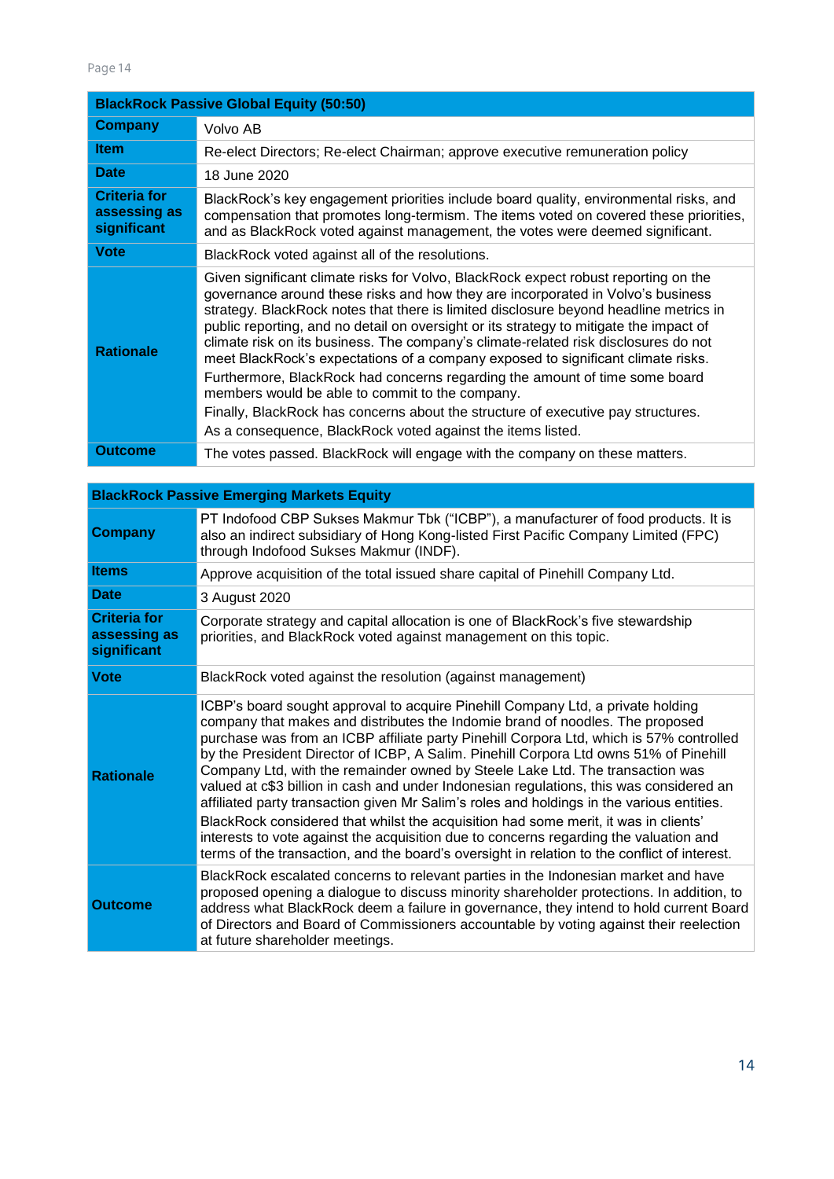| BlackRock Passive Global Equity (50:50) | |
|---|---|
| **Company** | Volvo AB |
| **Item** | Re-elect Directors; Re-elect Chairman; approve executive remuneration policy |
| **Date** | 18 June 2020 |
| **Criteria for assessing as significant** | BlackRock's key engagement priorities include board quality, environmental risks, and compensation that promotes long-termism. The items voted on covered these priorities, and as BlackRock voted against management, the votes were deemed significant. |
| **Vote** | BlackRock voted against all of the resolutions. |
| **Rationale** | Given significant climate risks for Volvo, BlackRock expect robust reporting on the governance around these risks and how they are incorporated in Volvo's business strategy. BlackRock notes that there is limited disclosure beyond headline metrics in public reporting, and no detail on oversight or its strategy to mitigate the impact of climate risk on its business. The company's climate-related risk disclosures do not meet BlackRock's expectations of a company exposed to significant climate risks. Furthermore, BlackRock had concerns regarding the amount of time some board members would be able to commit to the company. Finally, BlackRock has concerns about the structure of executive pay structures. As a consequence, BlackRock voted against the items listed. |
| **Outcome** | The votes passed. BlackRock will engage with the company on these matters. |

| BlackRock Passive Emerging Markets Equity | |
|---|---|
| **Company** | PT Indofood CBP Sukses Makmur Tbk ("ICBP"), a manufacturer of food products. It is also an indirect subsidiary of Hong Kong-listed First Pacific Company Limited (FPC) through Indofood Sukses Makmur (INDF). |
| **Items** | Approve acquisition of the total issued share capital of Pinehill Company Ltd. |
| **Date** | 3 August 2020 |
| **Criteria for assessing as significant** | Corporate strategy and capital allocation is one of BlackRock's five stewardship priorities, and BlackRock voted against management on this topic. |
| **Vote** | BlackRock voted against the resolution (against management) |
| **Rationale** | ICBP's board sought approval to acquire Pinehill Company Ltd, a private holding company that makes and distributes the Indomie brand of noodles. The proposed purchase was from an ICBP affiliate party Pinehill Corpora Ltd, which is 57% controlled by the President Director of ICBP, A Salim. Pinehill Corpora Ltd owns 51% of Pinehill Company Ltd, with the remainder owned by Steele Lake Ltd. The transaction was valued at c$3 billion in cash and under Indonesian regulations, this was considered an affiliated party transaction given Mr Salim's roles and holdings in the various entities. BlackRock considered that whilst the acquisition had some merit, it was in clients' interests to vote against the acquisition due to concerns regarding the valuation and terms of the transaction, and the board's oversight in relation to the conflict of interest. |
| **Outcome** | BlackRock escalated concerns to relevant parties in the Indonesian market and have proposed opening a dialogue to discuss minority shareholder protections. In addition, to address what BlackRock deem a failure in governance, they intend to hold current Board of Directors and Board of Commissioners accountable by voting against their reelection at future shareholder meetings. |